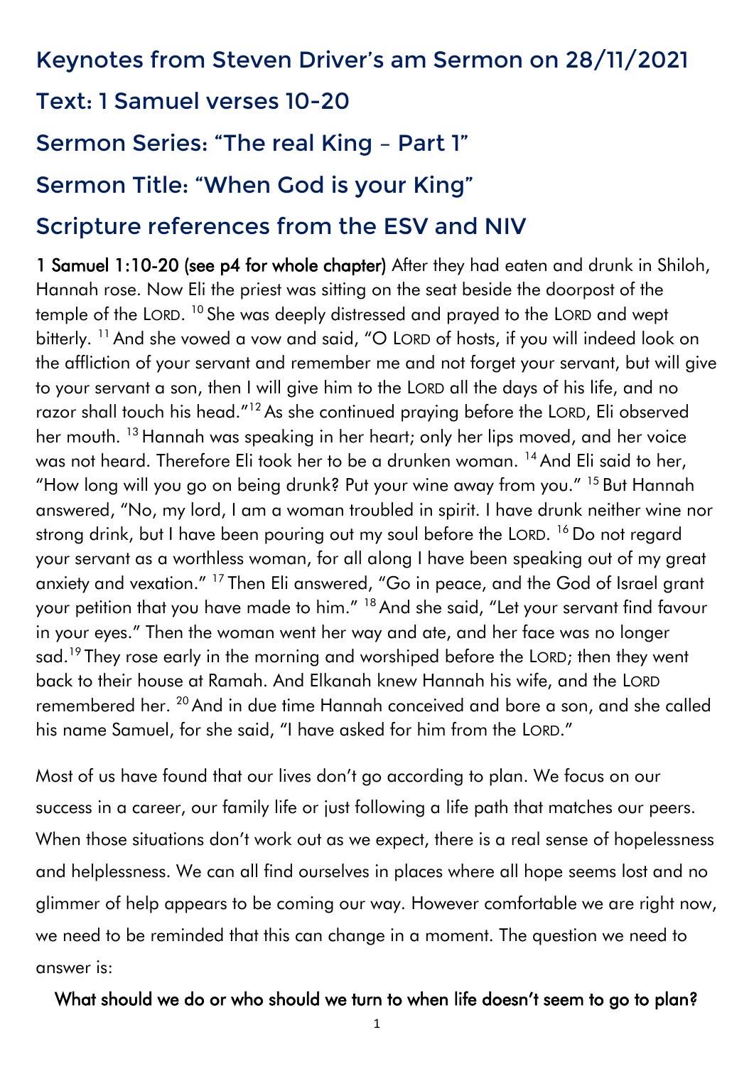## Keynotes from Steven Driver's am Sermon on 28/11/2021

## Text: 1 Samuel verses 10-20

## Sermon Series: "The real King – Part 1"

## Sermon Title: "When God is your King"

## Scripture references from the ESV and NIV

**1 Samuel 1:10-20 (see p4 for whole chapter)** After they had eaten and drunk in Shiloh, Hannah rose. Now Eli the priest was sitting on the seat beside the doorpost of the temple of the LORD. [10] She was deeply distressed and prayed to the LORD and wept bitterly. [11] And she vowed a vow and said, "O LORD of hosts, if you will indeed look on the affliction of your servant and remember me and not forget your servant, but will give to your servant a son, then I will give him to the LORD all the days of his life, and no razor shall touch his head."[12] As she continued praying before the LORD, Eli observed her mouth. [13] Hannah was speaking in her heart; only her lips moved, and her voice was not heard. Therefore Eli took her to be a drunken woman. [14] And Eli said to her, "How long will you go on being drunk? Put your wine away from you." [15] But Hannah answered, "No, my lord, I am a woman troubled in spirit. I have drunk neither wine nor strong drink, but I have been pouring out my soul before the LORD. [16] Do not regard your servant as a worthless woman, for all along I have been speaking out of my great anxiety and vexation." [17] Then Eli answered, "Go in peace, and the God of Israel grant your petition that you have made to him." [18] And she said, "Let your servant find favour in your eyes." Then the woman went her way and ate, and her face was no longer sad.[19] They rose early in the morning and worshiped before the LORD; then they went back to their house at Ramah. And Elkanah knew Hannah his wife, and the LORD remembered her. [20] And in due time Hannah conceived and bore a son, and she called his name Samuel, for she said, "I have asked for him from the LORD."

Most of us have found that our lives don't go according to plan. We focus on our success in a career, our family life or just following a life path that matches our peers. When those situations don't work out as we expect, there is a real sense of hopelessness and helplessness. We can all find ourselves in places where all hope seems lost and no glimmer of help appears to be coming our way. However comfortable we are right now, we need to be reminded that this can change in a moment. The question we need to answer is:

**What should we do or who should we turn to when life doesn't seem to go to plan?**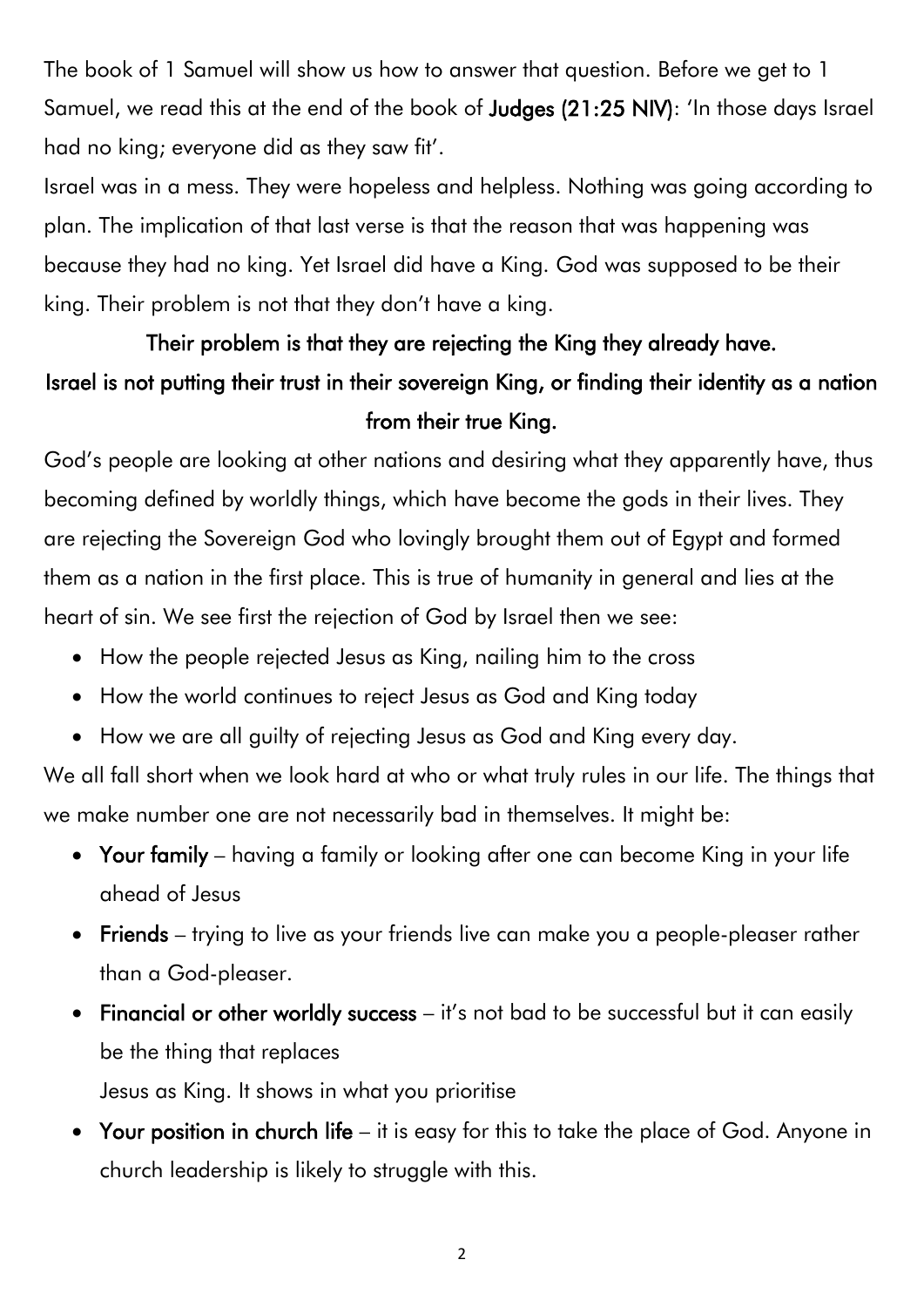The book of 1 Samuel will show us how to answer that question. Before we get to 1 Samuel, we read this at the end of the book of **Judges (21:25 NIV)**: 'In those days Israel had no king; everyone did as they saw fit'.

Israel was in a mess. They were hopeless and helpless. Nothing was going according to plan. The implication of that last verse is that the reason that was happening was because they had no king. Yet Israel did have a King. God was supposed to be their king. Their problem is not that they don't have a king.

**Their problem is that they are rejecting the King they already have.**

**Israel is not putting their trust in their sovereign King, or finding their identity as a nation from their true King.**

God's people are looking at other nations and desiring what they apparently have, thus becoming defined by worldly things, which have become the gods in their lives. They are rejecting the Sovereign God who lovingly brought them out of Egypt and formed them as a nation in the first place. This is true of humanity in general and lies at the heart of sin. We see first the rejection of God by Israel then we see:

- How the people rejected Jesus as King, nailing him to the cross
- How the world continues to reject Jesus as God and King today
- How we are all guilty of rejecting Jesus as God and King every day.

We all fall short when we look hard at who or what truly rules in our life. The things that we make number one are not necessarily bad in themselves. It might be:

- **Your family** – having a family or looking after one can become King in your life ahead of Jesus
- **Friends** – trying to live as your friends live can make you a people-pleaser rather than a God-pleaser.
- **Financial or other worldly success** – it's not bad to be successful but it can easily be the thing that replaces
  Jesus as King. It shows in what you prioritise
- **Your position in church life** – it is easy for this to take the place of God. Anyone in church leadership is likely to struggle with this.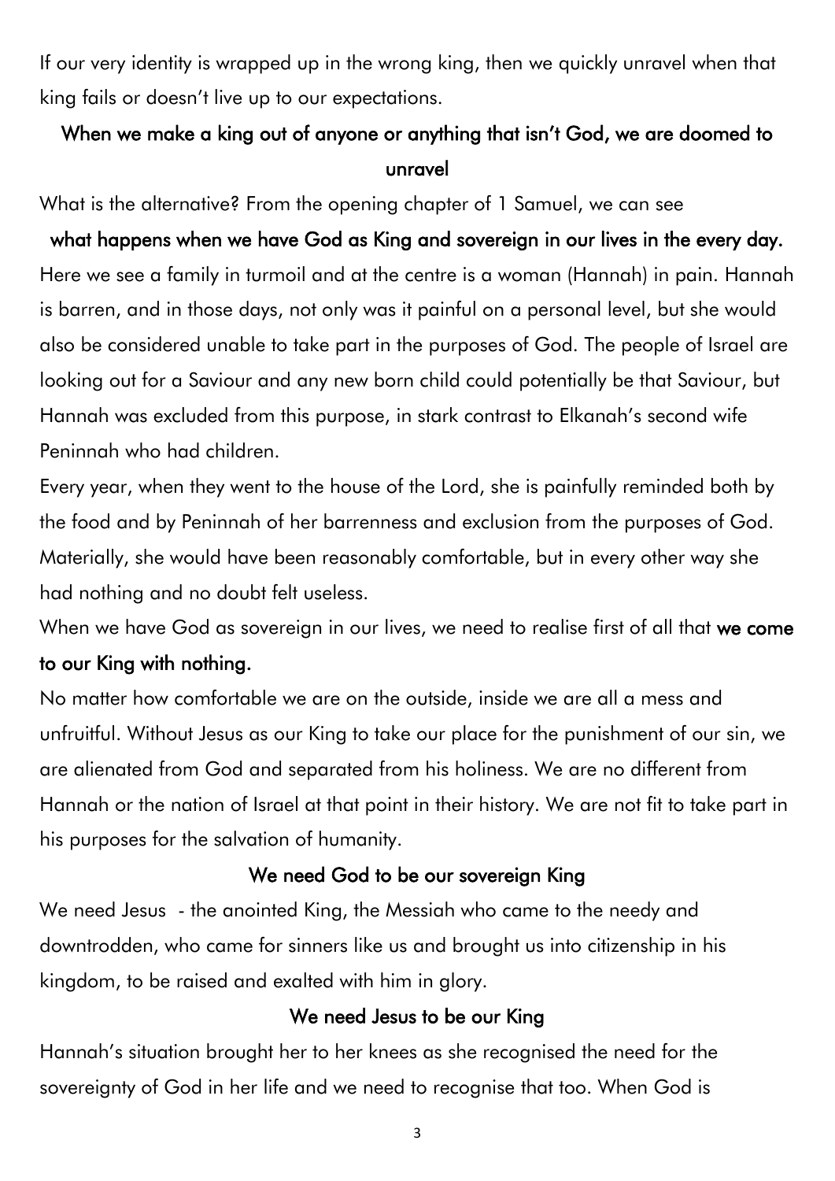If our very identity is wrapped up in the wrong king, then we quickly unravel when that king fails or doesn't live up to our expectations.

**When we make a king out of anyone or anything that isn't God, we are doomed to unravel**

What is the alternative? From the opening chapter of 1 Samuel, we can see

**what happens when we have God as King and sovereign in our lives in the every day.**

Here we see a family in turmoil and at the centre is a woman (Hannah) in pain. Hannah is barren, and in those days, not only was it painful on a personal level, but she would also be considered unable to take part in the purposes of God. The people of Israel are looking out for a Saviour and any new born child could potentially be that Saviour, but Hannah was excluded from this purpose, in stark contrast to Elkanah's second wife Peninnah who had children.

Every year, when they went to the house of the Lord, she is painfully reminded both by the food and by Peninnah of her barrenness and exclusion from the purposes of God. Materially, she would have been reasonably comfortable, but in every other way she had nothing and no doubt felt useless.

When we have God as sovereign in our lives, we need to realise first of all that **we come to our King with nothing.**

No matter how comfortable we are on the outside, inside we are all a mess and unfruitful. Without Jesus as our King to take our place for the punishment of our sin, we are alienated from God and separated from his holiness. We are no different from Hannah or the nation of Israel at that point in their history. We are not fit to take part in his purposes for the salvation of humanity.

**We need God to be our sovereign King**

We need Jesus - the anointed King, the Messiah who came to the needy and downtrodden, who came for sinners like us and brought us into citizenship in his kingdom, to be raised and exalted with him in glory.

**We need Jesus to be our King**

Hannah's situation brought her to her knees as she recognised the need for the sovereignty of God in her life and we need to recognise that too. When God is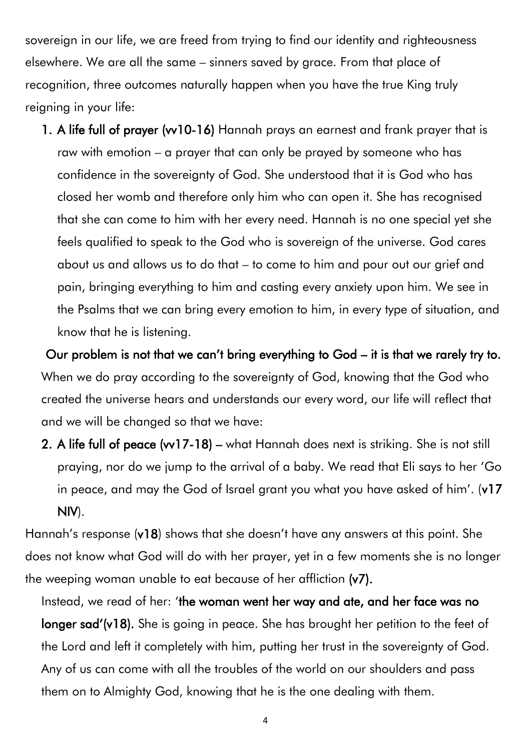sovereign in our life, we are freed from trying to find our identity and righteousness elsewhere. We are all the same – sinners saved by grace. From that place of recognition, three outcomes naturally happen when you have the true King truly reigning in your life:

1. **A life full of prayer (vv10-16)** Hannah prays an earnest and frank prayer that is raw with emotion – a prayer that can only be prayed by someone who has confidence in the sovereignty of God. She understood that it is God who has closed her womb and therefore only him who can open it. She has recognised that she can come to him with her every need. Hannah is no one special yet she feels qualified to speak to the God who is sovereign of the universe. God cares about us and allows us to do that – to come to him and pour out our grief and pain, bringing everything to him and casting every anxiety upon him. We see in the Psalms that we can bring every emotion to him, in every type of situation, and know that he is listening.

**Our problem is not that we can't bring everything to God – it is that we rarely try to.** When we do pray according to the sovereignty of God, knowing that the God who created the universe hears and understands our every word, our life will reflect that and we will be changed so that we have:

2. **A life full of peace (vv17-18)** – what Hannah does next is striking. She is not still praying, nor do we jump to the arrival of a baby. We read that Eli says to her 'Go in peace, and may the God of Israel grant you what you have asked of him'. (**v17 NIV**).

Hannah's response (**v18**) shows that she doesn't have any answers at this point. She does not know what God will do with her prayer, yet in a few moments she is no longer the weeping woman unable to eat because of her affliction **(v7).**

Instead, we read of her: '**the woman went her way and ate, and her face was no longer sad'(v18).** She is going in peace. She has brought her petition to the feet of the Lord and left it completely with him, putting her trust in the sovereignty of God. Any of us can come with all the troubles of the world on our shoulders and pass them on to Almighty God, knowing that he is the one dealing with them.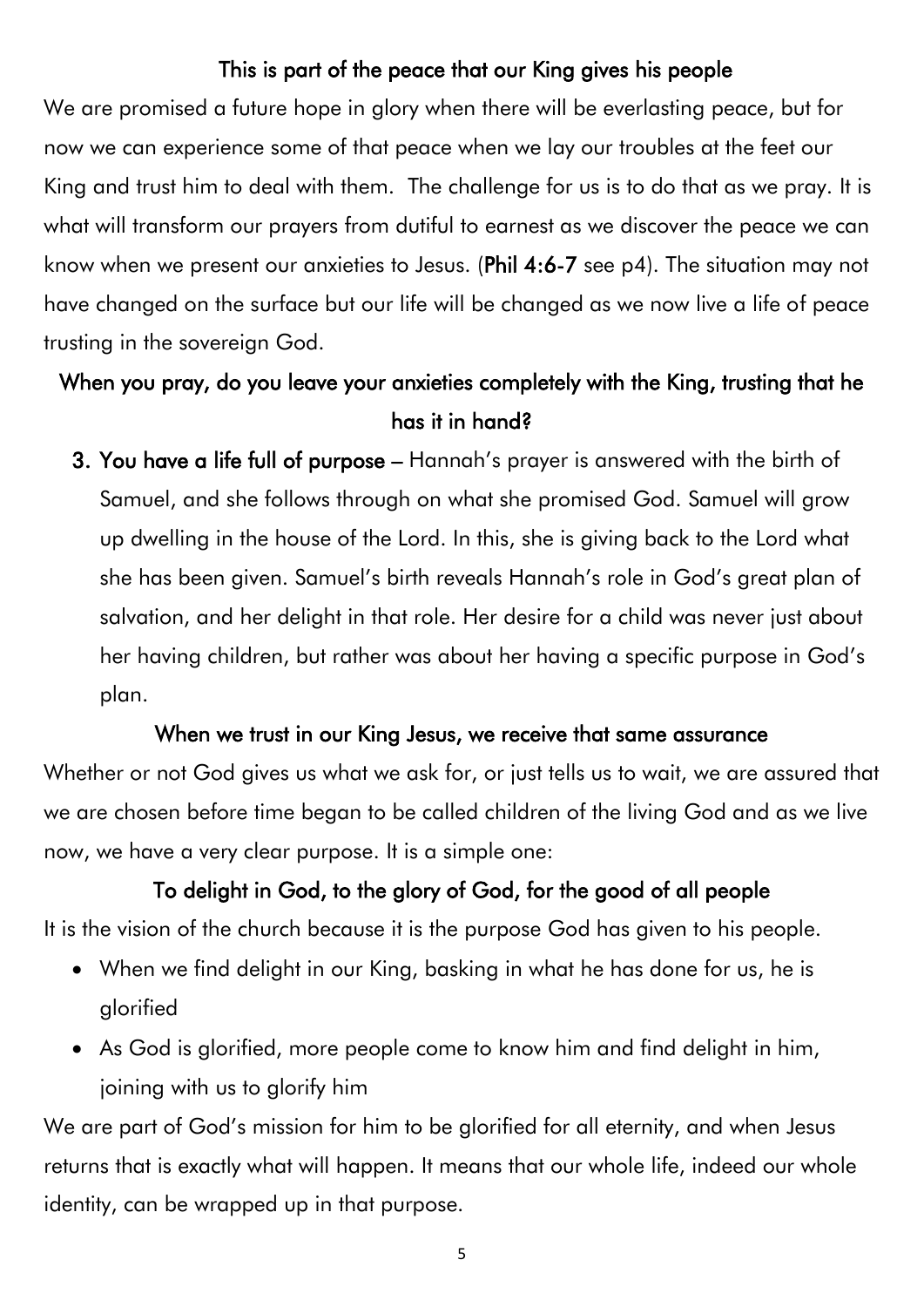**This is part of the peace that our King gives his people**

We are promised a future hope in glory when there will be everlasting peace, but for now we can experience some of that peace when we lay our troubles at the feet our King and trust him to deal with them. The challenge for us is to do that as we pray. It is what will transform our prayers from dutiful to earnest as we discover the peace we can know when we present our anxieties to Jesus. (**Phil 4:6-7** see p4). The situation may not have changed on the surface but our life will be changed as we now live a life of peace trusting in the sovereign God.

**When you pray, do you leave your anxieties completely with the King, trusting that he has it in hand?**

3. **You have a life full of purpose** – Hannah's prayer is answered with the birth of Samuel, and she follows through on what she promised God. Samuel will grow up dwelling in the house of the Lord. In this, she is giving back to the Lord what she has been given. Samuel's birth reveals Hannah's role in God's great plan of salvation, and her delight in that role. Her desire for a child was never just about her having children, but rather was about her having a specific purpose in God's plan.

**When we trust in our King Jesus, we receive that same assurance**

Whether or not God gives us what we ask for, or just tells us to wait, we are assured that we are chosen before time began to be called children of the living God and as we live now, we have a very clear purpose. It is a simple one:

**To delight in God, to the glory of God, for the good of all people**

It is the vision of the church because it is the purpose God has given to his people.

- When we find delight in our King, basking in what he has done for us, he is glorified
- As God is glorified, more people come to know him and find delight in him, joining with us to glorify him

We are part of God's mission for him to be glorified for all eternity, and when Jesus returns that is exactly what will happen. It means that our whole life, indeed our whole identity, can be wrapped up in that purpose.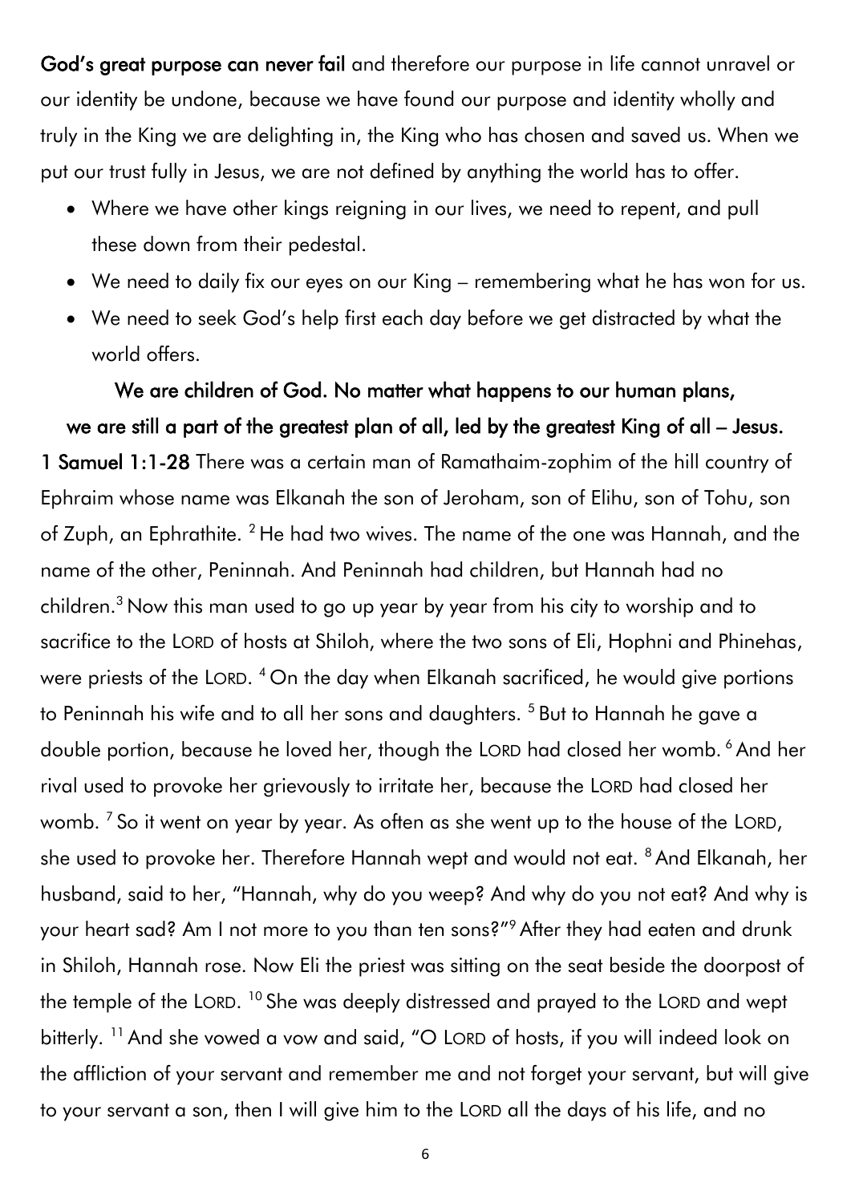**God's great purpose can never fail** and therefore our purpose in life cannot unravel or our identity be undone, because we have found our purpose and identity wholly and truly in the King we are delighting in, the King who has chosen and saved us. When we put our trust fully in Jesus, we are not defined by anything the world has to offer.

- Where we have other kings reigning in our lives, we need to repent, and pull these down from their pedestal.
- We need to daily fix our eyes on our King – remembering what he has won for us.
- We need to seek God's help first each day before we get distracted by what the world offers.

**We are children of God. No matter what happens to our human plans, we are still a part of the greatest plan of all, led by the greatest King of all – Jesus.**

**1 Samuel 1:1-28** There was a certain man of Ramathaim-zophim of the hill country of Ephraim whose name was Elkanah the son of Jeroham, son of Elihu, son of Tohu, son of Zuph, an Ephrathite. [2] He had two wives. The name of the one was Hannah, and the name of the other, Peninnah. And Peninnah had children, but Hannah had no children.[3] Now this man used to go up year by year from his city to worship and to sacrifice to the LORD of hosts at Shiloh, where the two sons of Eli, Hophni and Phinehas, were priests of the LORD. [4] On the day when Elkanah sacrificed, he would give portions to Peninnah his wife and to all her sons and daughters. [5] But to Hannah he gave a double portion, because he loved her, though the LORD had closed her womb. [6] And her rival used to provoke her grievously to irritate her, because the LORD had closed her womb. [7] So it went on year by year. As often as she went up to the house of the LORD, she used to provoke her. Therefore Hannah wept and would not eat. [8] And Elkanah, her husband, said to her, "Hannah, why do you weep? And why do you not eat? And why is your heart sad? Am I not more to you than ten sons?"[9] After they had eaten and drunk in Shiloh, Hannah rose. Now Eli the priest was sitting on the seat beside the doorpost of the temple of the LORD. [10] She was deeply distressed and prayed to the LORD and wept bitterly. [11] And she vowed a vow and said, "O LORD of hosts, if you will indeed look on the affliction of your servant and remember me and not forget your servant, but will give to your servant a son, then I will give him to the LORD all the days of his life, and no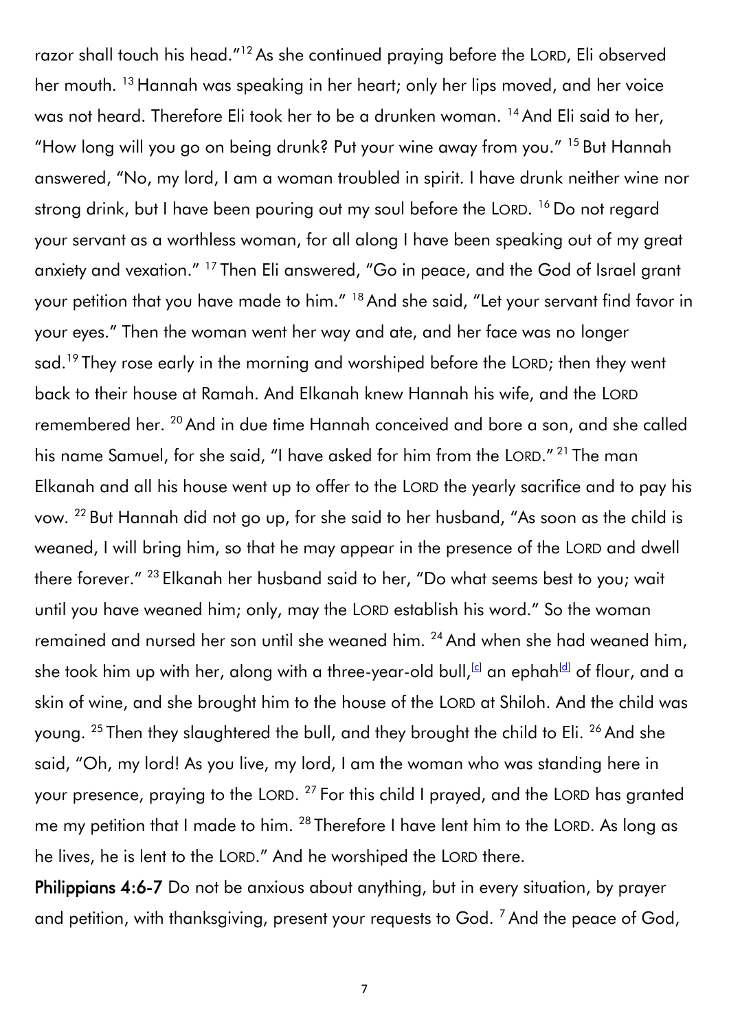razor shall touch his head."[12] As she continued praying before the LORD, Eli observed her mouth. [13] Hannah was speaking in her heart; only her lips moved, and her voice was not heard. Therefore Eli took her to be a drunken woman. [14] And Eli said to her, "How long will you go on being drunk? Put your wine away from you." [15] But Hannah answered, "No, my lord, I am a woman troubled in spirit. I have drunk neither wine nor strong drink, but I have been pouring out my soul before the LORD. [16] Do not regard your servant as a worthless woman, for all along I have been speaking out of my great anxiety and vexation." [17] Then Eli answered, "Go in peace, and the God of Israel grant your petition that you have made to him." [18] And she said, "Let your servant find favor in your eyes." Then the woman went her way and ate, and her face was no longer sad.[19] They rose early in the morning and worshiped before the LORD; then they went back to their house at Ramah. And Elkanah knew Hannah his wife, and the LORD remembered her. [20] And in due time Hannah conceived and bore a son, and she called his name Samuel, for she said, "I have asked for him from the LORD." [21] The man Elkanah and all his house went up to offer to the LORD the yearly sacrifice and to pay his vow. [22] But Hannah did not go up, for she said to her husband, "As soon as the child is weaned, I will bring him, so that he may appear in the presence of the LORD and dwell there forever." [23] Elkanah her husband said to her, "Do what seems best to you; wait until you have weaned him; only, may the LORD establish his word." So the woman remained and nursed her son until she weaned him. [24] And when she had weaned him, she took him up with her, along with a three-year-old bull,[c] an ephah[d] of flour, and a skin of wine, and she brought him to the house of the LORD at Shiloh. And the child was young. [25] Then they slaughtered the bull, and they brought the child to Eli. [26] And she said, "Oh, my lord! As you live, my lord, I am the woman who was standing here in your presence, praying to the LORD. [27] For this child I prayed, and the LORD has granted me my petition that I made to him. [28] Therefore I have lent him to the LORD. As long as he lives, he is lent to the LORD." And he worshiped the LORD there.

**Philippians 4:6-7** Do not be anxious about anything, but in every situation, by prayer and petition, with thanksgiving, present your requests to God. [7] And the peace of God,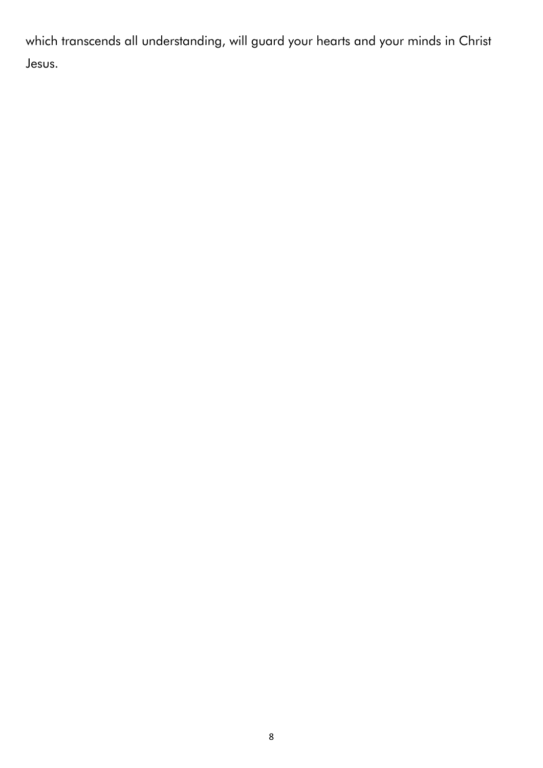which transcends all understanding, will guard your hearts and your minds in Christ Jesus.